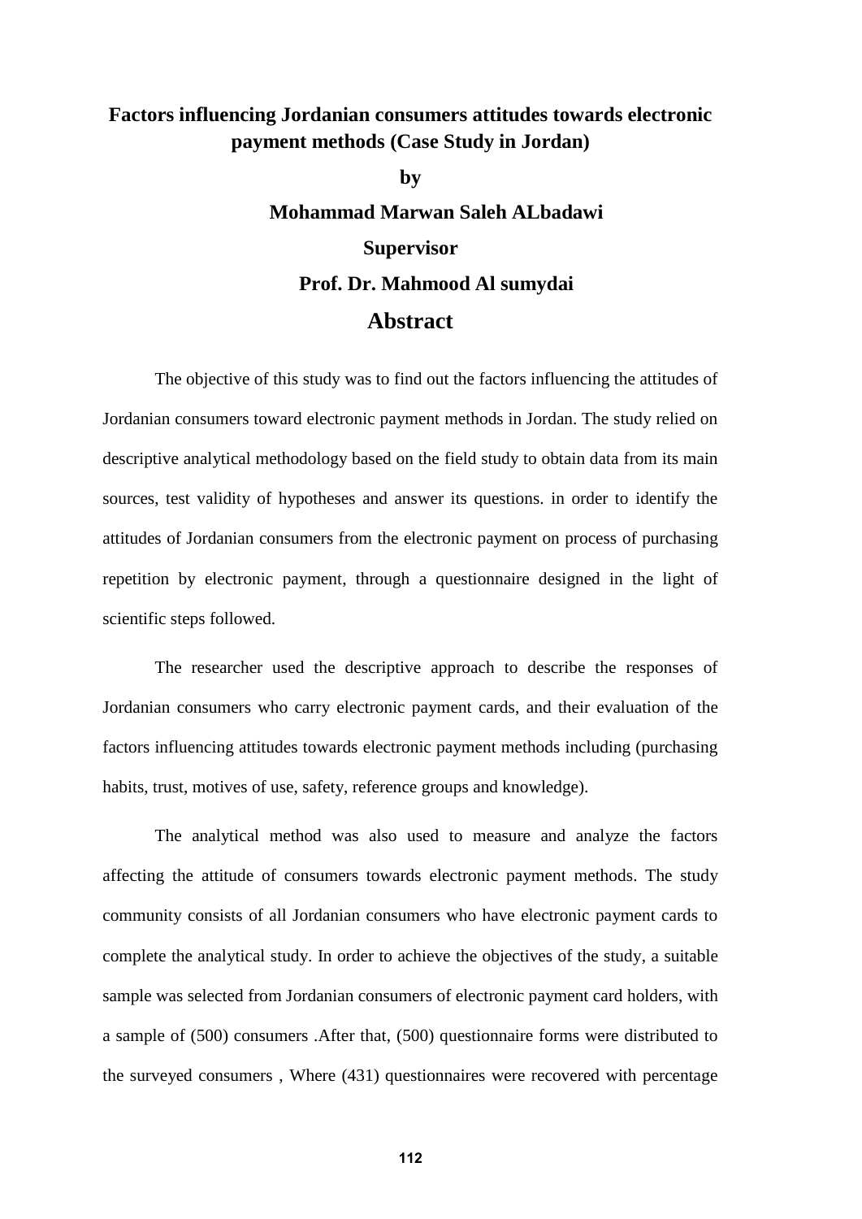# Factors influencing Jordanian consumers attitudes towards electronic payment methods (Case Study in Jordan)

**by**

**Mohammad Marwan Saleh ALbadawi**

**Supervisor**

**Prof. Dr. Mahmood Al sumydai**

## Abstract

The objective of this study was to find out the factors influencing the attitudes of Jordanian consumers toward electronic payment methods in Jordan. The study relied on descriptive analytical methodology based on the field study to obtain data from its main sources, test validity of hypotheses and answer its questions. in order to identify the attitudes of Jordanian consumers from the electronic payment on process of purchasing repetition by electronic payment, through a questionnaire designed in the light of scientific steps followed.

The researcher used the descriptive approach to describe the responses of Jordanian consumers who carry electronic payment cards, and their evaluation of the factors influencing attitudes towards electronic payment methods including (purchasing habits, trust, motives of use, safety, reference groups and knowledge).

The analytical method was also used to measure and analyze the factors affecting the attitude of consumers towards electronic payment methods. The study community consists of all Jordanian consumers who have electronic payment cards to complete the analytical study. In order to achieve the objectives of the study, a suitable sample was selected from Jordanian consumers of electronic payment card holders, with a sample of (500) consumers .After that, (500) questionnaire forms were distributed to the surveyed consumers , Where (431) questionnaires were recovered with percentage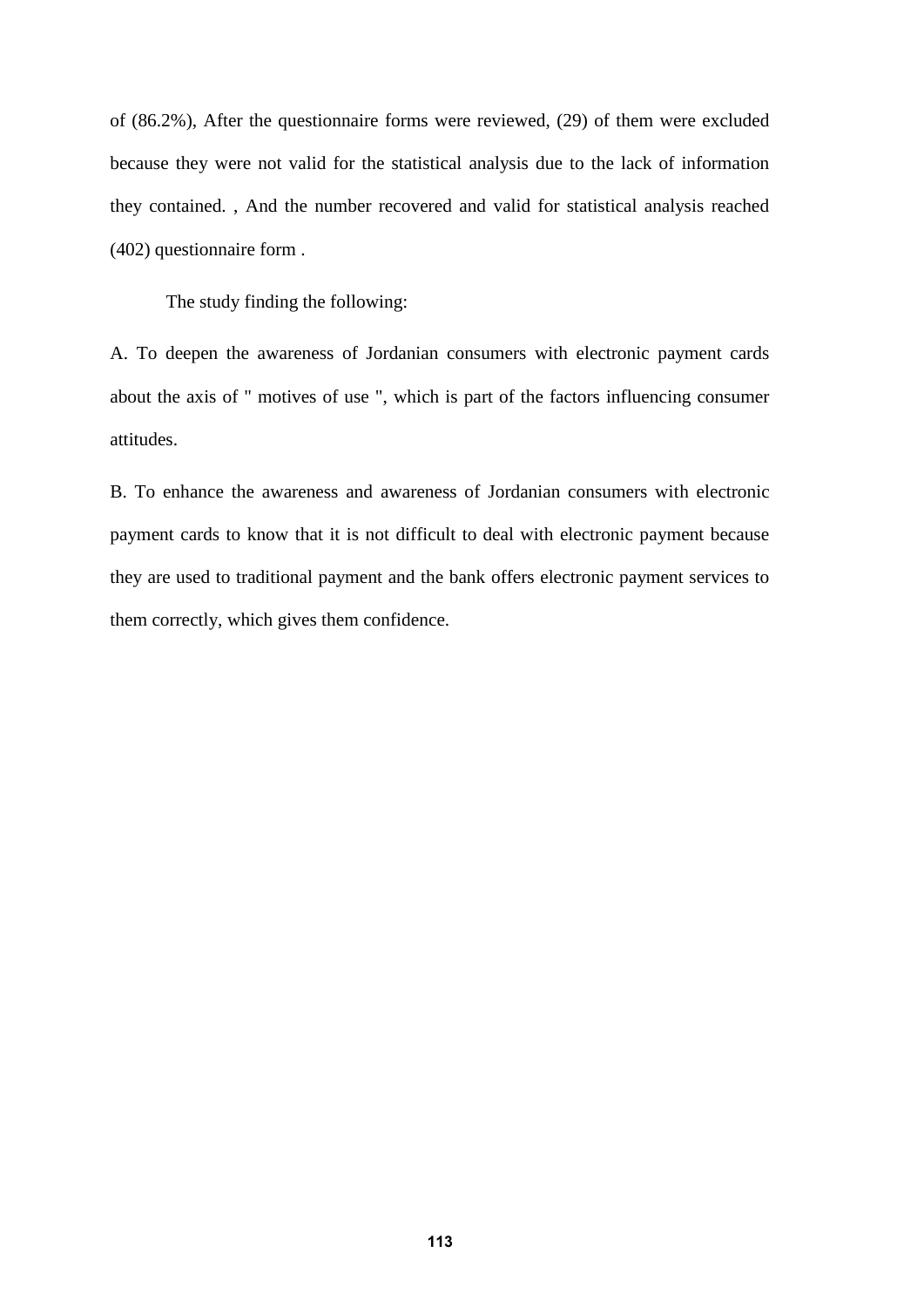of (86.2%), After the questionnaire forms were reviewed, (29) of them were excluded because they were not valid for the statistical analysis due to the lack of information they contained. , And the number recovered and valid for statistical analysis reached (402) questionnaire form .

The study finding the following:

A. To deepen the awareness of Jordanian consumers with electronic payment cards about the axis of " motives of use ", which is part of the factors influencing consumer attitudes.

B. To enhance the awareness and awareness of Jordanian consumers with electronic payment cards to know that it is not difficult to deal with electronic payment because they are used to traditional payment and the bank offers electronic payment services to them correctly, which gives them confidence.